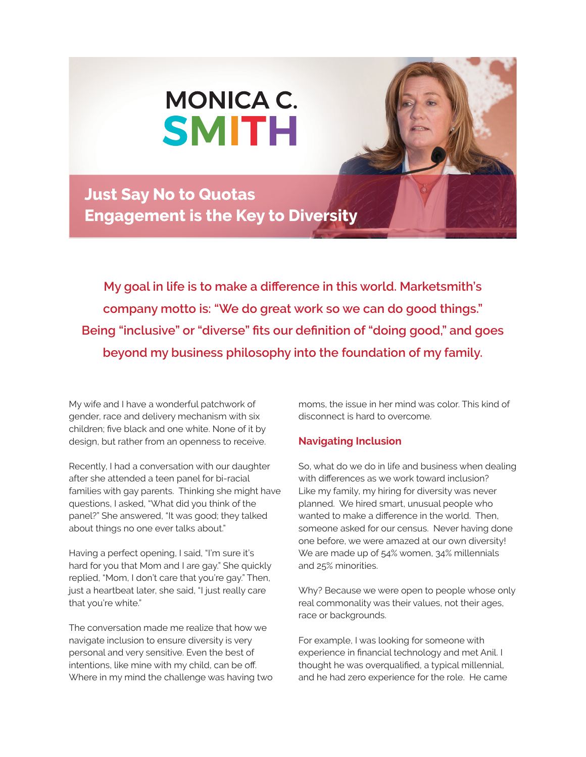# MONICA C. SMITH

## Just Say No to Quotas
## Engagement is the Key to Diversity

**My goal in life is to make a difference in this world. Marketsmith's company motto is: "We do great work so we can do good things." Being "inclusive" or "diverse" fits our definition of "doing good," and goes beyond my business philosophy into the foundation of my family.**

My wife and I have a wonderful patchwork of gender, race and delivery mechanism with six children; five black and one white. None of it by design, but rather from an openness to receive.

Recently, I had a conversation with our daughter after she attended a teen panel for bi-racial families with gay parents. Thinking she might have questions, I asked, "What did you think of the panel?" She answered, "It was good; they talked about things no one ever talks about."

Having a perfect opening, I said, "I'm sure it's hard for you that Mom and I are gay." She quickly replied, "Mom, I don't care that you're gay." Then, just a heartbeat later, she said, "I just really care that you're white."

The conversation made me realize that how we navigate inclusion to ensure diversity is very personal and very sensitive. Even the best of intentions, like mine with my child, can be off. Where in my mind the challenge was having two moms, the issue in her mind was color. This kind of disconnect is hard to overcome.

### Navigating Inclusion

So, what do we do in life and business when dealing with differences as we work toward inclusion? Like my family, my hiring for diversity was never planned. We hired smart, unusual people who wanted to make a difference in the world. Then, someone asked for our census. Never having done one before, we were amazed at our own diversity! We are made up of 54% women, 34% millennials and 25% minorities.

Why? Because we were open to people whose only real commonality was their values, not their ages, race or backgrounds.

For example, I was looking for someone with experience in financial technology and met Anil. I thought he was overqualified, a typical millennial, and he had zero experience for the role. He came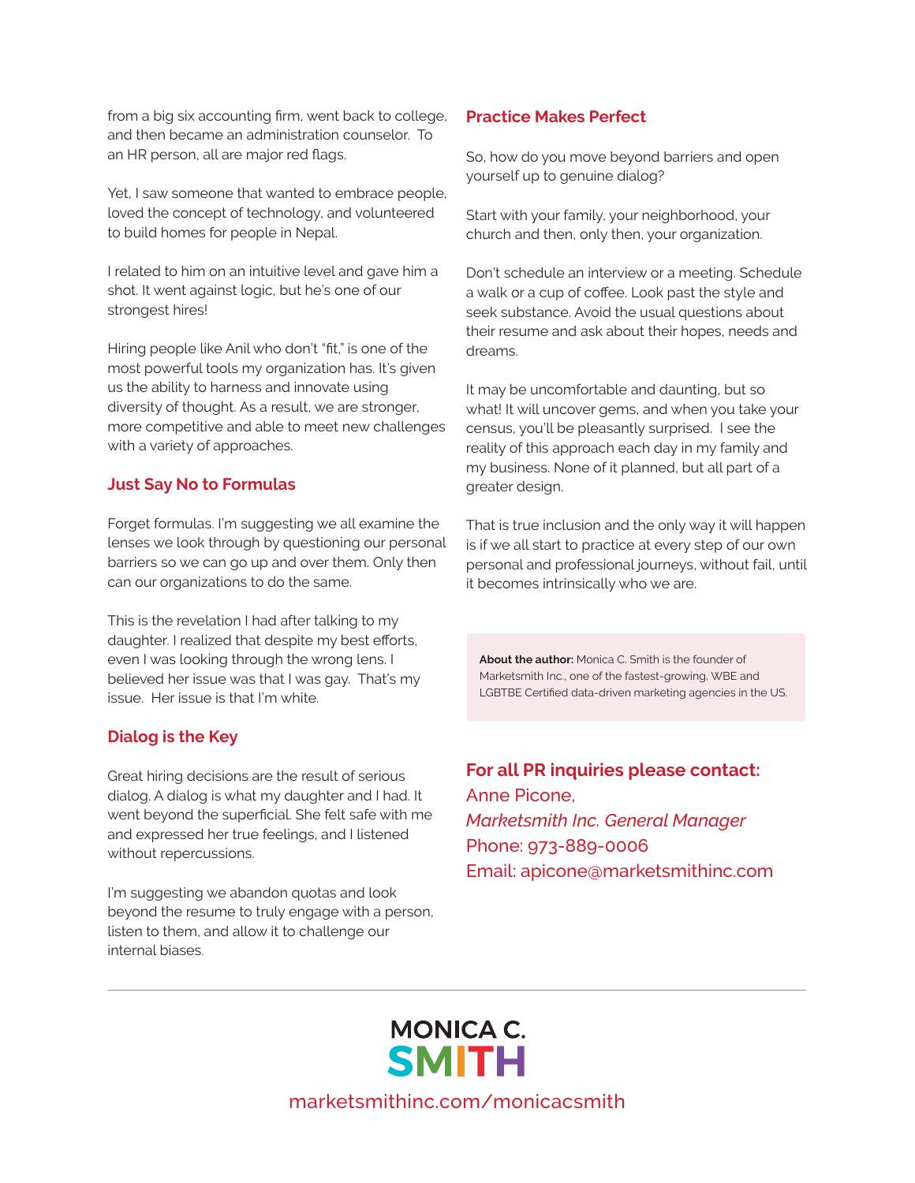from a big six accounting firm, went back to college, and then became an administration counselor. To an HR person, all are major red flags.

Yet, I saw someone that wanted to embrace people, loved the concept of technology, and volunteered to build homes for people in Nepal.

I related to him on an intuitive level and gave him a shot. It went against logic, but he's one of our strongest hires!

Hiring people like Anil who don't "fit," is one of the most powerful tools my organization has. It's given us the ability to harness and innovate using diversity of thought. As a result, we are stronger, more competitive and able to meet new challenges with a variety of approaches.

## Just Say No to Formulas

Forget formulas. I'm suggesting we all examine the lenses we look through by questioning our personal barriers so we can go up and over them. Only then can our organizations to do the same.

This is the revelation I had after talking to my daughter. I realized that despite my best efforts, even I was looking through the wrong lens. I believed her issue was that I was gay. That's my issue. Her issue is that I'm white.

## Dialog is the Key

Great hiring decisions are the result of serious dialog. A dialog is what my daughter and I had. It went beyond the superficial. She felt safe with me and expressed her true feelings, and I listened without repercussions.

I'm suggesting we abandon quotas and look beyond the resume to truly engage with a person, listen to them, and allow it to challenge our internal biases.

## Practice Makes Perfect

So, how do you move beyond barriers and open yourself up to genuine dialog?

Start with your family, your neighborhood, your church and then, only then, your organization.

Don't schedule an interview or a meeting. Schedule a walk or a cup of coffee. Look past the style and seek substance. Avoid the usual questions about their resume and ask about their hopes, needs and dreams.

It may be uncomfortable and daunting, but so what! It will uncover gems, and when you take your census, you'll be pleasantly surprised. I see the reality of this approach each day in my family and my business. None of it planned, but all part of a greater design.

That is true inclusion and the only way it will happen is if we all start to practice at every step of our own personal and professional journeys, without fail, until it becomes intrinsically who we are.

**About the author:** Monica C. Smith is the founder of Marketsmith Inc., one of the fastest-growing, WBE and LGBTBE Certified data-driven marketing agencies in the US.

**For all PR inquiries please contact:**
Anne Picone,
*Marketsmith Inc. General Manager*
Phone: 973-889-0006
Email: apicone@marketsmithinc.com

MONICA C.
SMITH

marketsmithinc.com/monicacsmith